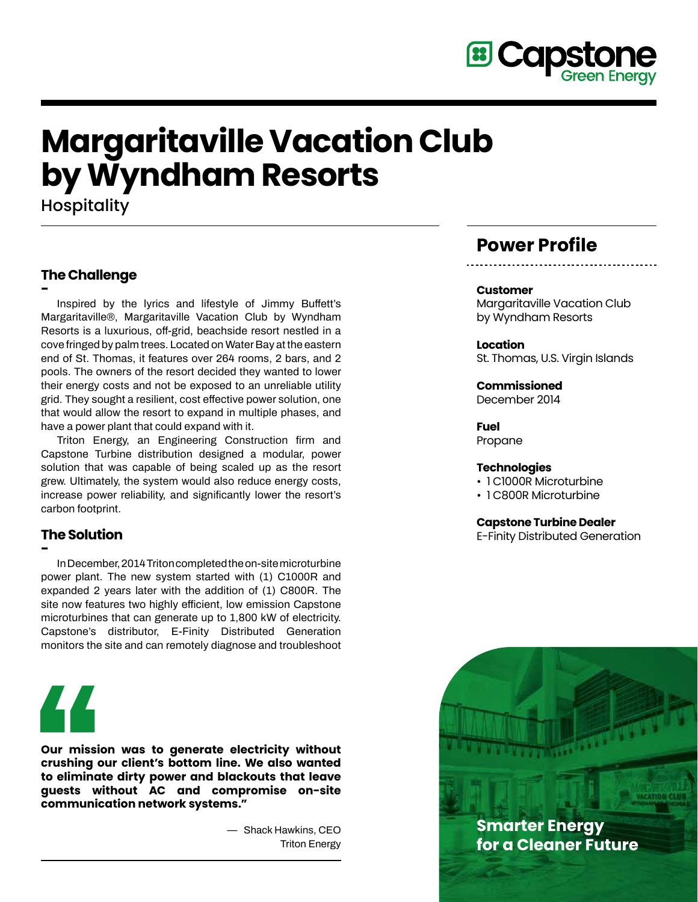# Margaritaville Vacation Club by Wyndham Resorts

Hospitality

## The Challenge

Inspired by the lyrics and lifestyle of Jimmy Buffett's Margaritaville®, Margaritaville Vacation Club by Wyndham Resorts is a luxurious, off-grid, beachside resort nestled in a cove fringed by palm trees. Located on Water Bay at the eastern end of St. Thomas, it features over 264 rooms, 2 bars, and 2 pools. The owners of the resort decided they wanted to lower their energy costs and not be exposed to an unreliable utility grid. They sought a resilient, cost effective power solution, one that would allow the resort to expand in multiple phases, and have a power plant that could expand with it.

Triton Energy, an Engineering Construction firm and Capstone Turbine distribution designed a modular, power solution that was capable of being scaled up as the resort grew. Ultimately, the system would also reduce energy costs, increase power reliability, and significantly lower the resort's carbon footprint.

## The Solution

In December, 2014 Triton completed the on-site microturbine power plant. The new system started with (1) C1000R and expanded 2 years later with the addition of (1) C800R. The site now features two highly efficient, low emission Capstone microturbines that can generate up to 1,800 kW of electricity. Capstone's distributor, E-Finity Distributed Generation monitors the site and can remotely diagnose and troubleshoot

> **Our mission was to generate electricity without crushing our client's bottom line. We also wanted to eliminate dirty power and blackouts that leave guests without AC and compromise on-site communication network systems."**
>
> — Shack Hawkins, CEO
> Triton Energy

## Power Profile

**Customer**
Margaritaville Vacation Club by Wyndham Resorts

**Location**
St. Thomas, U.S. Virgin Islands

**Commissioned**
December 2014

**Fuel**
Propane

**Technologies**
- 1 C1000R Microturbine
- 1 C800R Microturbine

**Capstone Turbine Dealer**
E-Finity Distributed Generation

**Smarter Energy for a Cleaner Future**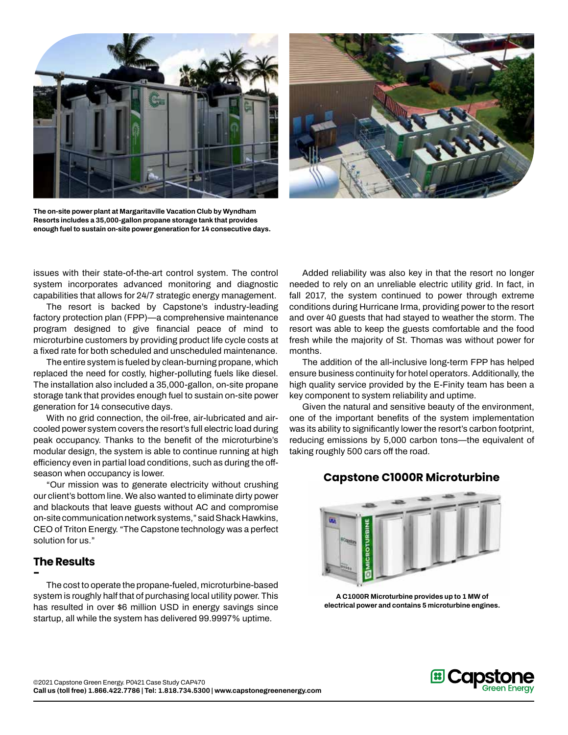The on-site power plant at Margaritaville Vacation Club by Wyndham Resorts includes a 35,000-gallon propane storage tank that provides enough fuel to sustain on-site power generation for 14 consecutive days.

issues with their state-of-the-art control system. The control system incorporates advanced monitoring and diagnostic capabilities that allows for 24/7 strategic energy management.

The resort is backed by Capstone's industry-leading factory protection plan (FPP)—a comprehensive maintenance program designed to give financial peace of mind to microturbine customers by providing product life cycle costs at a fixed rate for both scheduled and unscheduled maintenance.

The entire system is fueled by clean-burning propane, which replaced the need for costly, higher-polluting fuels like diesel. The installation also included a 35,000-gallon, on-site propane storage tank that provides enough fuel to sustain on-site power generation for 14 consecutive days.

With no grid connection, the oil-free, air-lubricated and air-cooled power system covers the resort's full electric load during peak occupancy. Thanks to the benefit of the microturbine's modular design, the system is able to continue running at high efficiency even in partial load conditions, such as during the off-season when occupancy is lower.

"Our mission was to generate electricity without crushing our client's bottom line. We also wanted to eliminate dirty power and blackouts that leave guests without AC and compromise on-site communication network systems," said Shack Hawkins, CEO of Triton Energy. "The Capstone technology was a perfect solution for us."

## The Results

The cost to operate the propane-fueled, microturbine-based system is roughly half that of purchasing local utility power. This has resulted in over $6 million USD in energy savings since startup, all while the system has delivered 99.9997% uptime.

Added reliability was also key in that the resort no longer needed to rely on an unreliable electric utility grid. In fact, in fall 2017, the system continued to power through extreme conditions during Hurricane Irma, providing power to the resort and over 40 guests that had stayed to weather the storm. The resort was able to keep the guests comfortable and the food fresh while the majority of St. Thomas was without power for months.

The addition of the all-inclusive long-term FPP has helped ensure business continuity for hotel operators. Additionally, the high quality service provided by the E-Finity team has been a key component to system reliability and uptime.

Given the natural and sensitive beauty of the environment, one of the important benefits of the system implementation was its ability to significantly lower the resort's carbon footprint, reducing emissions by 5,000 carbon tons—the equivalent of taking roughly 500 cars off the road.

## Capstone C1000R Microturbine

A C1000R Microturbine provides up to 1 MW of electrical power and contains 5 microturbine engines.

©2021 Capstone Green Energy. P0421 Case Study CAP470
**Call us (toll free) 1.866.422.7786 | Tel: 1.818.734.5300 | www.capstonegreenenergy.com**